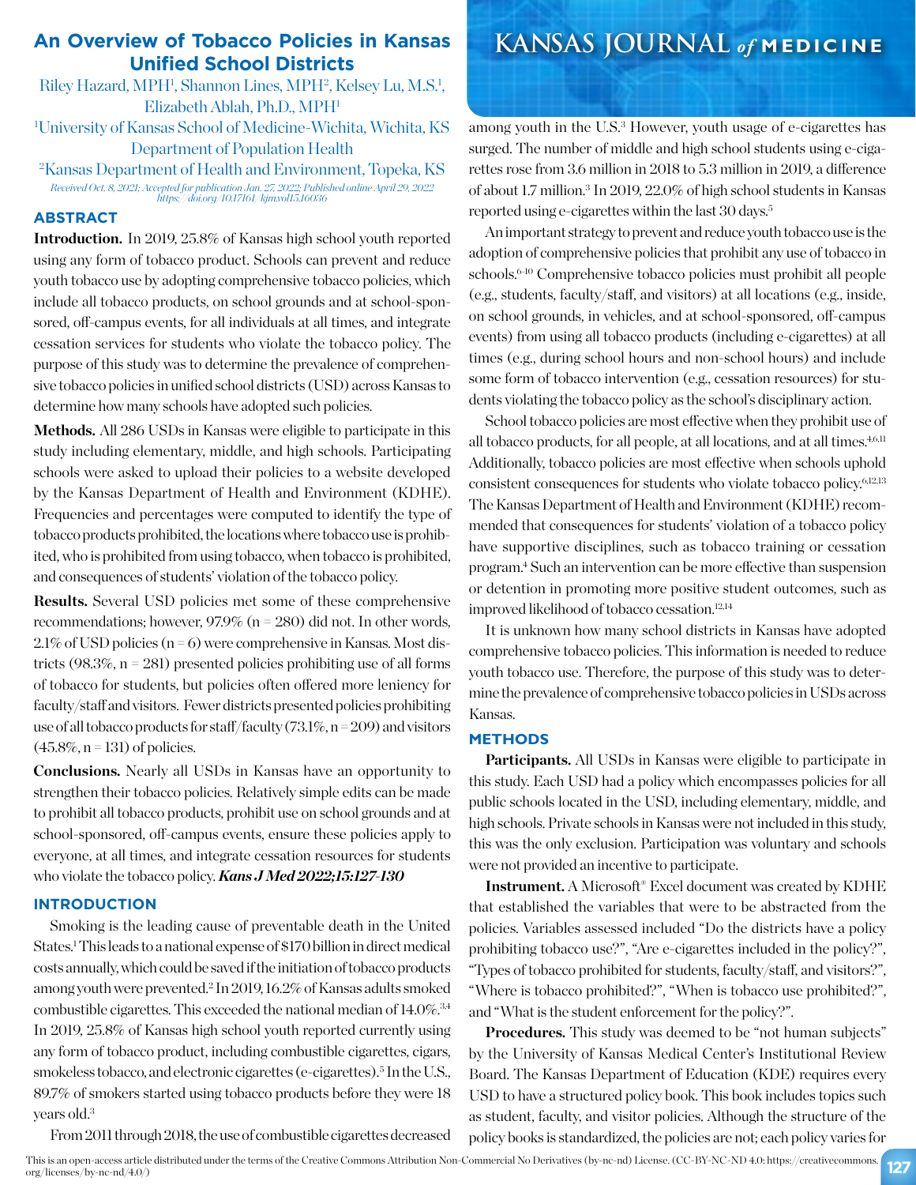# An Overview of Tobacco Policies in Kansas Unified School Districts

Riley Hazard, MPH[1], Shannon Lines, MPH[2], Kelsey Lu, M.S.[1], Elizabeth Ablah, Ph.D., MPH[1]

[1]University of Kansas School of Medicine-Wichita, Wichita, KS Department of Population Health

[2]Kansas Department of Health and Environment, Topeka, KS

*Received Oct. 8, 2021; Accepted for publication Jan. 27, 2022; Published online April 29, 2022*
*https://doi.org/10.17161/kjm.vol15.16036*

## ABSTRACT

**Introduction.** In 2019, 25.8% of Kansas high school youth reported using any form of tobacco product. Schools can prevent and reduce youth tobacco use by adopting comprehensive tobacco policies, which include all tobacco products, on school grounds and at school-sponsored, off-campus events, for all individuals at all times, and integrate cessation services for students who violate the tobacco policy. The purpose of this study was to determine the prevalence of comprehensive tobacco policies in unified school districts (USD) across Kansas to determine how many schools have adopted such policies.

**Methods.** All 286 USDs in Kansas were eligible to participate in this study including elementary, middle, and high schools. Participating schools were asked to upload their policies to a website developed by the Kansas Department of Health and Environment (KDHE). Frequencies and percentages were computed to identify the type of tobacco products prohibited, the locations where tobacco use is prohibited, who is prohibited from using tobacco, when tobacco is prohibited, and consequences of students' violation of the tobacco policy.

**Results.** Several USD policies met some of these comprehensive recommendations; however, 97.9% (n = 280) did not. In other words, 2.1% of USD policies (n = 6) were comprehensive in Kansas. Most districts (98.3%, n = 281) presented policies prohibiting use of all forms of tobacco for students, but policies often offered more leniency for faculty/staff and visitors. Fewer districts presented policies prohibiting use of all tobacco products for staff/faculty (73.1%, n = 209) and visitors (45.8%, n = 131) of policies.

**Conclusions.** Nearly all USDs in Kansas have an opportunity to strengthen their tobacco policies. Relatively simple edits can be made to prohibit all tobacco products, prohibit use on school grounds and at school-sponsored, off-campus events, ensure these policies apply to everyone, at all times, and integrate cessation resources for students who violate the tobacco policy. ***Kans J Med 2022;15:127-130***

## INTRODUCTION

Smoking is the leading cause of preventable death in the United States.[1] This leads to a national expense of $170 billion in direct medical costs annually, which could be saved if the initiation of tobacco products among youth were prevented.[2] In 2019, 16.2% of Kansas adults smoked combustible cigarettes. This exceeded the national median of 14.0%.[3,4] In 2019, 25.8% of Kansas high school youth reported currently using any form of tobacco product, including combustible cigarettes, cigars, smokeless tobacco, and electronic cigarettes (e-cigarettes).[5] In the U.S., 89.7% of smokers started using tobacco products before they were 18 years old.[3]

From 2011 through 2018, the use of combustible cigarettes decreased among youth in the U.S.[3] However, youth usage of e-cigarettes has surged. The number of middle and high school students using e-cigarettes rose from 3.6 million in 2018 to 5.3 million in 2019, a difference of about 1.7 million.[3] In 2019, 22.0% of high school students in Kansas reported using e-cigarettes within the last 30 days.[5]

An important strategy to prevent and reduce youth tobacco use is the adoption of comprehensive policies that prohibit any use of tobacco in schools.[6-10] Comprehensive tobacco policies must prohibit all people (e.g., students, faculty/staff, and visitors) at all locations (e.g., inside, on school grounds, in vehicles, and at school-sponsored, off-campus events) from using all tobacco products (including e-cigarettes) at all times (e.g., during school hours and non-school hours) and include some form of tobacco intervention (e.g., cessation resources) for students violating the tobacco policy as the school's disciplinary action.

School tobacco policies are most effective when they prohibit use of all tobacco products, for all people, at all locations, and at all times.[4,6,11] Additionally, tobacco policies are most effective when schools uphold consistent consequences for students who violate tobacco policy.[6,12,13] The Kansas Department of Health and Environment (KDHE) recommended that consequences for students' violation of a tobacco policy have supportive disciplines, such as tobacco training or cessation program.[4] Such an intervention can be more effective than suspension or detention in promoting more positive student outcomes, such as improved likelihood of tobacco cessation.[12,14]

It is unknown how many school districts in Kansas have adopted comprehensive tobacco policies. This information is needed to reduce youth tobacco use. Therefore, the purpose of this study was to determine the prevalence of comprehensive tobacco policies in USDs across Kansas.

## METHODS

**Participants.** All USDs in Kansas were eligible to participate in this study. Each USD had a policy which encompasses policies for all public schools located in the USD, including elementary, middle, and high schools. Private schools in Kansas were not included in this study, this was the only exclusion. Participation was voluntary and schools were not provided an incentive to participate.

**Instrument.** A Microsoft® Excel document was created by KDHE that established the variables that were to be abstracted from the policies. Variables assessed included "Do the districts have a policy prohibiting tobacco use?", "Are e-cigarettes included in the policy?", "Types of tobacco prohibited for students, faculty/staff, and visitors?", "Where is tobacco prohibited?", "When is tobacco use prohibited?", and "What is the student enforcement for the policy?".

**Procedures.** This study was deemed to be "not human subjects" by the University of Kansas Medical Center's Institutional Review Board. The Kansas Department of Education (KDE) requires every USD to have a structured policy book. This book includes topics such as student, faculty, and visitor policies. Although the structure of the policy books is standardized, the policies are not; each policy varies for

This is an open-access article distributed under the terms of the Creative Commons Attribution Non-Commercial No Derivatives (by-nc-nd) License. (CC-BY-NC-ND 4.0: https://creativecommons.org/licenses/by-nc-nd/4.0/)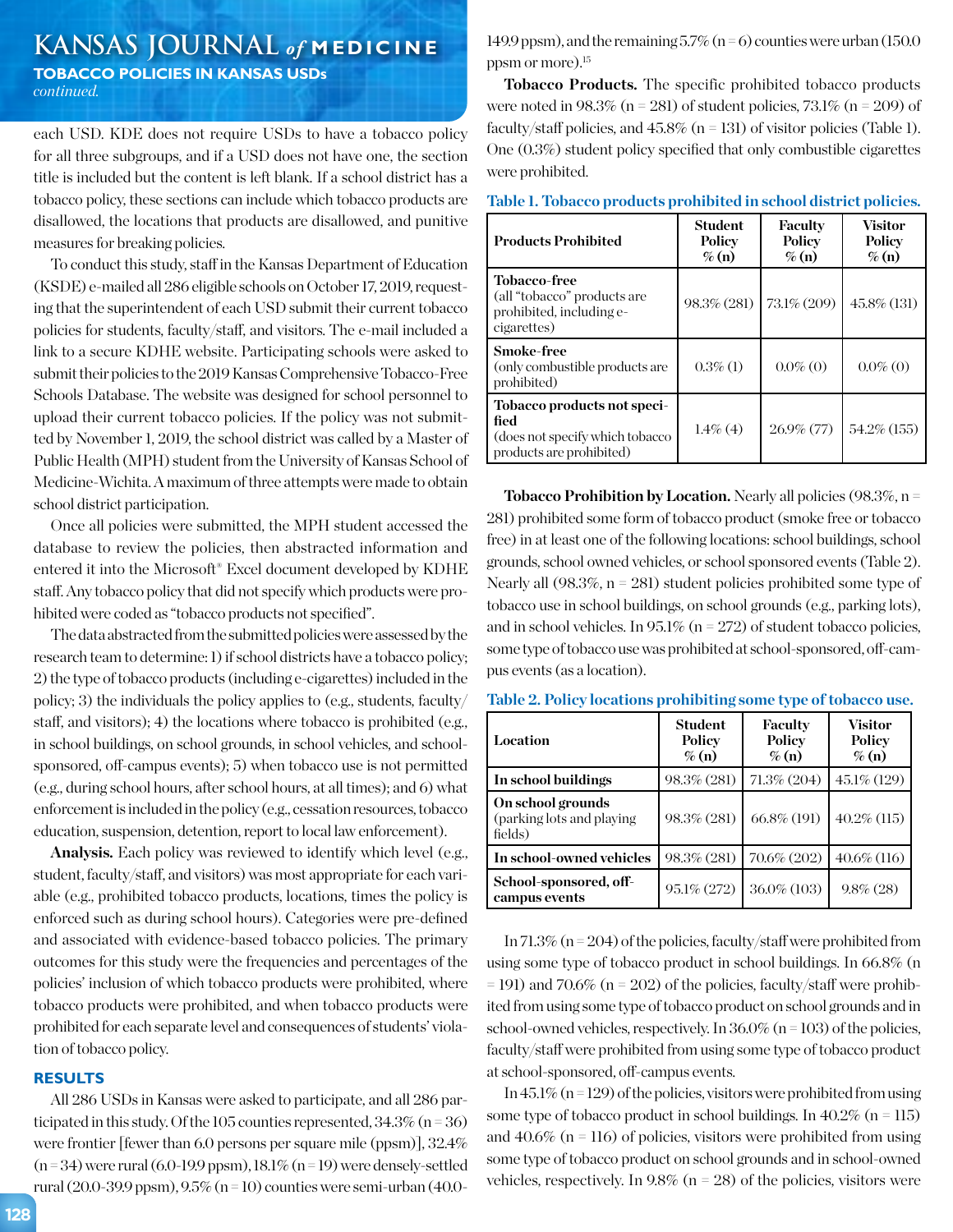each USD. KDE does not require USDs to have a tobacco policy for all three subgroups, and if a USD does not have one, the section title is included but the content is left blank. If a school district has a tobacco policy, these sections can include which tobacco products are disallowed, the locations that products are disallowed, and punitive measures for breaking policies.

To conduct this study, staff in the Kansas Department of Education (KSDE) e-mailed all 286 eligible schools on October 17, 2019, requesting that the superintendent of each USD submit their current tobacco policies for students, faculty/staff, and visitors. The e-mail included a link to a secure KDHE website. Participating schools were asked to submit their policies to the 2019 Kansas Comprehensive Tobacco-Free Schools Database. The website was designed for school personnel to upload their current tobacco policies. If the policy was not submitted by November 1, 2019, the school district was called by a Master of Public Health (MPH) student from the University of Kansas School of Medicine-Wichita. A maximum of three attempts were made to obtain school district participation.

Once all policies were submitted, the MPH student accessed the database to review the policies, then abstracted information and entered it into the Microsoft® Excel document developed by KDHE staff. Any tobacco policy that did not specify which products were prohibited were coded as "tobacco products not specified".

The data abstracted from the submitted policies were assessed by the research team to determine: 1) if school districts have a tobacco policy; 2) the type of tobacco products (including e-cigarettes) included in the policy; 3) the individuals the policy applies to (e.g., students, faculty/staff, and visitors); 4) the locations where tobacco is prohibited (e.g., in school buildings, on school grounds, in school vehicles, and school-sponsored, off-campus events); 5) when tobacco use is not permitted (e.g., during school hours, after school hours, at all times); and 6) what enforcement is included in the policy (e.g., cessation resources, tobacco education, suspension, detention, report to local law enforcement).

**Analysis.** Each policy was reviewed to identify which level (e.g., student, faculty/staff, and visitors) was most appropriate for each variable (e.g., prohibited tobacco products, locations, times the policy is enforced such as during school hours). Categories were pre-defined and associated with evidence-based tobacco policies. The primary outcomes for this study were the frequencies and percentages of the policies' inclusion of which tobacco products were prohibited, where tobacco products were prohibited, and when tobacco products were prohibited for each separate level and consequences of students' violation of tobacco policy.

## RESULTS

All 286 USDs in Kansas were asked to participate, and all 286 participated in this study. Of the 105 counties represented, 34.3% (n = 36) were frontier [fewer than 6.0 persons per square mile (ppsm)], 32.4% (n = 34) were rural (6.0-19.9 ppsm), 18.1% (n = 19) were densely-settled rural (20.0-39.9 ppsm), 9.5% (n = 10) counties were semi-urban (40.0-149.9 ppsm), and the remaining 5.7% (n = 6) counties were urban (150.0 ppsm or more).[15]

**Tobacco Products.** The specific prohibited tobacco products were noted in 98.3% (n = 281) of student policies, 73.1% (n = 209) of faculty/staff policies, and 45.8% (n = 131) of visitor policies (Table 1). One (0.3%) student policy specified that only combustible cigarettes were prohibited.

**Table 1. Tobacco products prohibited in school district policies.**

| Products Prohibited | Student Policy % (n) | Faculty Policy % (n) | Visitor Policy % (n) |
|---|---|---|---|
| **Tobacco-free** (all "tobacco" products are prohibited, including e-cigarettes) | 98.3% (281) | 73.1% (209) | 45.8% (131) |
| **Smoke-free** (only combustible products are prohibited) | 0.3% (1) | 0.0% (0) | 0.0% (0) |
| **Tobacco products not specified** (does not specify which tobacco products are prohibited) | 1.4% (4) | 26.9% (77) | 54.2% (155) |

**Tobacco Prohibition by Location.** Nearly all policies (98.3%, n = 281) prohibited some form of tobacco product (smoke free or tobacco free) in at least one of the following locations: school buildings, school grounds, school owned vehicles, or school sponsored events (Table 2). Nearly all (98.3%, n = 281) student policies prohibited some type of tobacco use in school buildings, on school grounds (e.g., parking lots), and in school vehicles. In 95.1% (n = 272) of student tobacco policies, some type of tobacco use was prohibited at school-sponsored, off-campus events (as a location).

**Table 2. Policy locations prohibiting some type of tobacco use.**

| Location | Student Policy % (n) | Faculty Policy % (n) | Visitor Policy % (n) |
|---|---|---|---|
| **In school buildings** | 98.3% (281) | 71.3% (204) | 45.1% (129) |
| **On school grounds** (parking lots and playing fields) | 98.3% (281) | 66.8% (191) | 40.2% (115) |
| **In school-owned vehicles** | 98.3% (281) | 70.6% (202) | 40.6% (116) |
| **School-sponsored, off-campus events** | 95.1% (272) | 36.0% (103) | 9.8% (28) |

In 71.3% (n = 204) of the policies, faculty/staff were prohibited from using some type of tobacco product in school buildings. In 66.8% (n = 191) and 70.6% (n = 202) of the policies, faculty/staff were prohibited from using some type of tobacco product on school grounds and in school-owned vehicles, respectively. In 36.0% (n = 103) of the policies, faculty/staff were prohibited from using some type of tobacco product at school-sponsored, off-campus events.

In 45.1% (n = 129) of the policies, visitors were prohibited from using some type of tobacco product in school buildings. In 40.2% (n = 115) and 40.6% (n = 116) of policies, visitors were prohibited from using some type of tobacco product on school grounds and in school-owned vehicles, respectively. In 9.8% (n = 28) of the policies, visitors were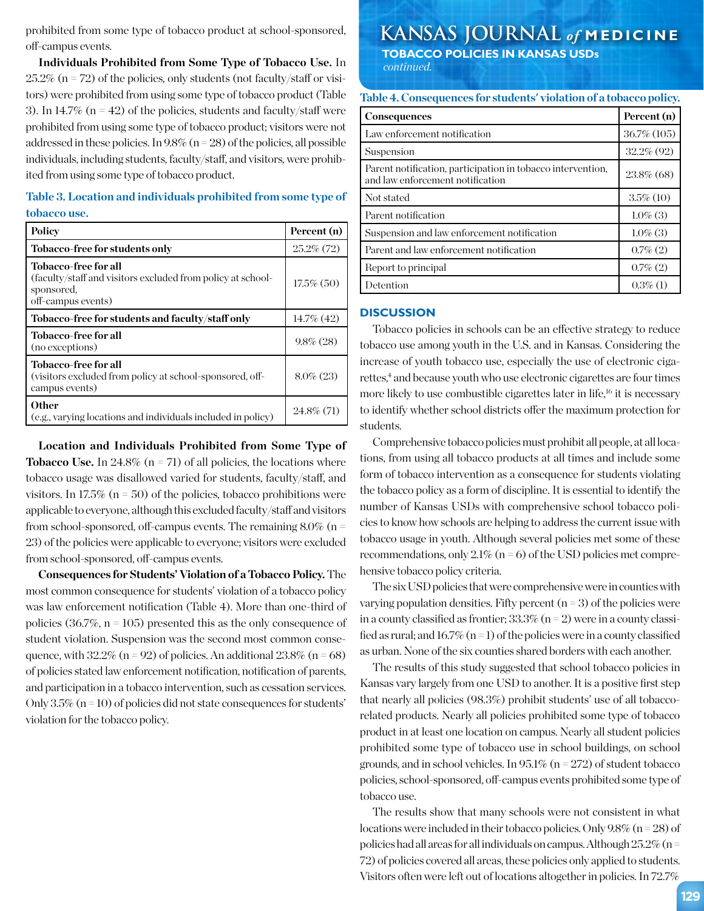prohibited from some type of tobacco product at school-sponsored, off-campus events.

**Individuals Prohibited from Some Type of Tobacco Use.** In 25.2% (n = 72) of the policies, only students (not faculty/staff or visitors) were prohibited from using some type of tobacco product (Table 3). In 14.7% (n = 42) of the policies, students and faculty/staff were prohibited from using some type of tobacco product; visitors were not addressed in these policies. In 9.8% (n = 28) of the policies, all possible individuals, including students, faculty/staff, and visitors, were prohibited from using some type of tobacco product.

**Table 3. Location and individuals prohibited from some type of tobacco use.**

| Policy | Percent (n) |
|---|---|
| **Tobacco-free for students only** | 25.2% (72) |
| **Tobacco-free for all** (faculty/staff and visitors excluded from policy at school-sponsored, off-campus events) | 17.5% (50) |
| **Tobacco-free for students and faculty/staff only** | 14.7% (42) |
| **Tobacco-free for all** (no exceptions) | 9.8% (28) |
| **Tobacco-free for all** (visitors excluded from policy at school-sponsored, off-campus events) | 8.0% (23) |
| **Other** (e.g., varying locations and individuals included in policy) | 24.8% (71) |

**Location and Individuals Prohibited from Some Type of Tobacco Use.** In 24.8% (n = 71) of all policies, the locations where tobacco usage was disallowed varied for students, faculty/staff, and visitors. In 17.5% (n = 50) of the policies, tobacco prohibitions were applicable to everyone, although this excluded faculty/staff and visitors from school-sponsored, off-campus events. The remaining 8.0% (n = 23) of the policies were applicable to everyone; visitors were excluded from school-sponsored, off-campus events.

**Consequences for Students' Violation of a Tobacco Policy.** The most common consequence for students' violation of a tobacco policy was law enforcement notification (Table 4). More than one-third of policies (36.7%, n = 105) presented this as the only consequence of student violation. Suspension was the second most common consequence, with 32.2% (n = 92) of policies. An additional 23.8% (n = 68) of policies stated law enforcement notification, notification of parents, and participation in a tobacco intervention, such as cessation services. Only 3.5% (n = 10) of policies did not state consequences for students' violation for the tobacco policy.

**Table 4. Consequences for students' violation of a tobacco policy.**

| Consequences | Percent (n) |
|---|---|
| Law enforcement notification | 36.7% (105) |
| Suspension | 32.2% (92) |
| Parent notification, participation in tobacco intervention, and law enforcement notification | 23.8% (68) |
| Not stated | 3.5% (10) |
| Parent notification | 1.0% (3) |
| Suspension and law enforcement notification | 1.0% (3) |
| Parent and law enforcement notification | 0.7% (2) |
| Report to principal | 0.7% (2) |
| Detention | 0.3% (1) |

## DISCUSSION

Tobacco policies in schools can be an effective strategy to reduce tobacco use among youth in the U.S. and in Kansas. Considering the increase of youth tobacco use, especially the use of electronic cigarettes,[4] and because youth who use electronic cigarettes are four times more likely to use combustible cigarettes later in life,[16] it is necessary to identify whether school districts offer the maximum protection for students.

Comprehensive tobacco policies must prohibit all people, at all locations, from using all tobacco products at all times and include some form of tobacco intervention as a consequence for students violating the tobacco policy as a form of discipline. It is essential to identify the number of Kansas USDs with comprehensive school tobacco policies to know how schools are helping to address the current issue with tobacco usage in youth. Although several policies met some of these recommendations, only 2.1% (n = 6) of the USD policies met comprehensive tobacco policy criteria.

The six USD policies that were comprehensive were in counties with varying population densities. Fifty percent (n = 3) of the policies were in a county classified as frontier; 33.3% (n = 2) were in a county classified as rural; and 16.7% (n = 1) of the policies were in a county classified as urban. None of the six counties shared borders with each another.

The results of this study suggested that school tobacco policies in Kansas vary largely from one USD to another. It is a positive first step that nearly all policies (98.3%) prohibit students' use of all tobacco-related products. Nearly all policies prohibited some type of tobacco product in at least one location on campus. Nearly all student policies prohibited some type of tobacco use in school buildings, on school grounds, and in school vehicles. In 95.1% (n = 272) of student tobacco policies, school-sponsored, off-campus events prohibited some type of tobacco use.

The results show that many schools were not consistent in what locations were included in their tobacco policies. Only 9.8% (n = 28) of policies had all areas for all individuals on campus. Although 25.2% (n = 72) of policies covered all areas, these policies only applied to students. Visitors often were left out of locations altogether in policies. In 72.7%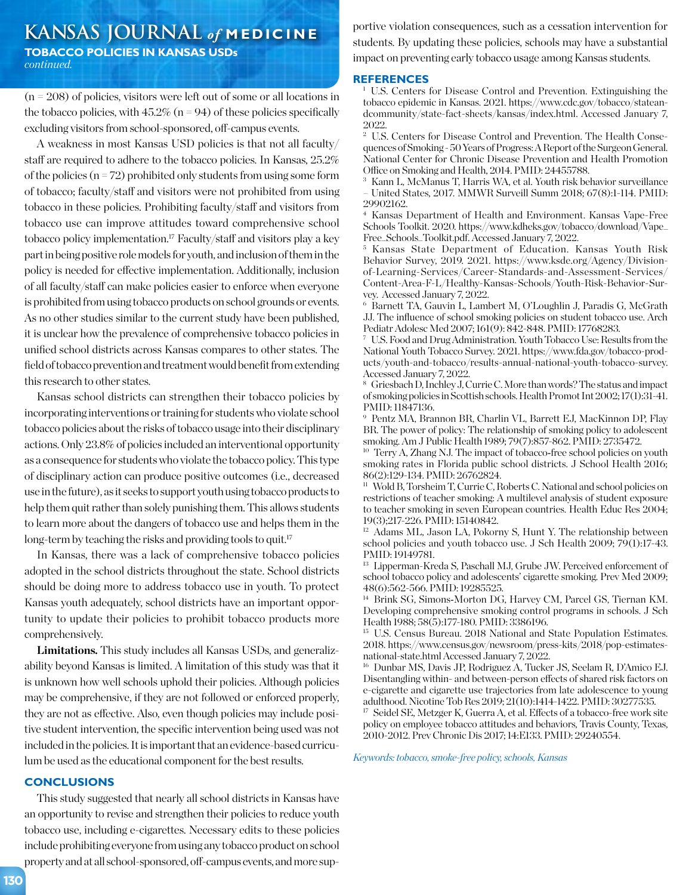(n = 208) of policies, visitors were left out of some or all locations in the tobacco policies, with 45.2% (n = 94) of these policies specifically excluding visitors from school-sponsored, off-campus events.

A weakness in most Kansas USD policies is that not all faculty/staff are required to adhere to the tobacco policies. In Kansas, 25.2% of the policies (n = 72) prohibited only students from using some form of tobacco; faculty/staff and visitors were not prohibited from using tobacco in these policies. Prohibiting faculty/staff and visitors from tobacco use can improve attitudes toward comprehensive school tobacco policy implementation.[17] Faculty/staff and visitors play a key part in being positive role models for youth, and inclusion of them in the policy is needed for effective implementation. Additionally, inclusion of all faculty/staff can make policies easier to enforce when everyone is prohibited from using tobacco products on school grounds or events. As no other studies similar to the current study have been published, it is unclear how the prevalence of comprehensive tobacco policies in unified school districts across Kansas compares to other states. The field of tobacco prevention and treatment would benefit from extending this research to other states.

Kansas school districts can strengthen their tobacco policies by incorporating interventions or training for students who violate school tobacco policies about the risks of tobacco usage into their disciplinary actions. Only 23.8% of policies included an interventional opportunity as a consequence for students who violate the tobacco policy. This type of disciplinary action can produce positive outcomes (i.e., decreased use in the future), as it seeks to support youth using tobacco products to help them quit rather than solely punishing them. This allows students to learn more about the dangers of tobacco use and helps them in the long-term by teaching the risks and providing tools to quit.[17]

In Kansas, there was a lack of comprehensive tobacco policies adopted in the school districts throughout the state. School districts should be doing more to address tobacco use in youth. To protect Kansas youth adequately, school districts have an important opportunity to update their policies to prohibit tobacco products more comprehensively.

**Limitations.** This study includes all Kansas USDs, and generalizability beyond Kansas is limited. A limitation of this study was that it is unknown how well schools uphold their policies. Although policies may be comprehensive, if they are not followed or enforced properly, they are not as effective. Also, even though policies may include positive student intervention, the specific intervention being used was not included in the policies. It is important that an evidence-based curriculum be used as the educational component for the best results.

## CONCLUSIONS

This study suggested that nearly all school districts in Kansas have an opportunity to revise and strengthen their policies to reduce youth tobacco use, including e-cigarettes. Necessary edits to these policies include prohibiting everyone from using any tobacco product on school property and at all school-sponsored, off-campus events, and more supportive violation consequences, such as a cessation intervention for students. By updating these policies, schools may have a substantial impact on preventing early tobacco usage among Kansas students.

## REFERENCES

1. U.S. Centers for Disease Control and Prevention. Extinguishing the tobacco epidemic in Kansas. 2021. https://www.cdc.gov/tobacco/stateandcommunity/state-fact-sheets/kansas/index.html. Accessed January 7, 2022.
2. U.S. Centers for Disease Control and Prevention. The Health Consequences of Smoking - 50 Years of Progress: A Report of the Surgeon General. National Center for Chronic Disease Prevention and Health Promotion Office on Smoking and Health, 2014. PMID: 24455788.
3. Kann L, McManus T, Harris WA, et al. Youth risk behavior surveillance – United States, 2017. MMWR Surveill Summ 2018; 67(8):1-114. PMID: 29902162.
4. Kansas Department of Health and Environment. Kansas Vape-Free Schools Toolkit. 2020. https://www.kdheks.gov/tobacco/download/Vape_Free_Schools_Toolkit.pdf. Accessed January 7, 2022.
5. Kansas State Department of Education. Kansas Youth Risk Behavior Survey, 2019. 2021. https://www.ksde.org/Agency/Division-of-Learning-Services/Career-Standards-and-Assessment-Services/Content-Area-F-L/Healthy-Kansas-Schools/Youth-Risk-Behavior-Survey. Accessed January 7, 2022.
6. Barnett TA, Gauvin L, Lambert M, O'Loughlin J, Paradis G, McGrath JJ. The influence of school smoking policies on student tobacco use. Arch Pediatr Adolesc Med 2007; 161(9): 842-848. PMID: 17768283.
7. U.S. Food and Drug Administration. Youth Tobacco Use: Results from the National Youth Tobacco Survey. 2021. https://www.fda.gov/tobacco-products/youth-and-tobacco/results-annual-national-youth-tobacco-survey. Accessed January 7, 2022.
8. Griesbach D, Inchley J, Currie C. More than words? The status and impact of smoking policies in Scottish schools. Health Promot Int 2002; 17(1):31-41. PMID: 11847136.
9. Pentz MA, Brannon BR, Charlin VL, Barrett EJ, MacKinnon DP, Flay BR. The power of policy: The relationship of smoking policy to adolescent smoking. Am J Public Health 1989; 79(7):857-862. PMID: 2735472.
10. Terry A, Zhang NJ. The impact of tobacco-free school policies on youth smoking rates in Florida public school districts. J School Health 2016; 86(2):129-134. PMID: 26762824.
11. Wold B, Torsheim T, Currie C, Roberts C. National and school policies on restrictions of teacher smoking: A multilevel analysis of student exposure to teacher smoking in seven European countries. Health Educ Res 2004; 19(3):217-226. PMID: 15140842.
12. Adams ML, Jason LA, Pokorny S, Hunt Y. The relationship between school policies and youth tobacco use. J Sch Health 2009; 79(1):17-43. PMID: 19149781.
13. Lipperman-Kreda S, Paschall MJ, Grube JW. Perceived enforcement of school tobacco policy and adolescents' cigarette smoking. Prev Med 2009; 48(6):562-566. PMID: 19285525.
14. Brink SG, Simons-Morton DG, Harvey CM, Parcel GS, Tiernan KM. Developing comprehensive smoking control programs in schools. J Sch Health 1988; 58(5):177-180. PMID: 3386196.
15. U.S. Census Bureau. 2018 National and State Population Estimates. 2018. https://www.census.gov/newsroom/press-kits/2018/pop-estimates-national-state.html Accessed January 7, 2022.
16. Dunbar MS, Davis JP, Rodriguez A, Tucker JS, Seelam R, D'Amico EJ. Disentangling within- and between-person effects of shared risk factors on e-cigarette and cigarette use trajectories from late adolescence to young adulthood. Nicotine Tob Res 2019; 21(10):1414-1422. PMID: 30277535.
17. Seidel SE, Metzger K, Guerra A, et al. Effects of a tobacco-free work site policy on employee tobacco attitudes and behaviors, Travis County, Texas, 2010-2012. Prev Chronic Dis 2017; 14:E133. PMID: 29240554.

*Keywords: tobacco, smoke-free policy, schools, Kansas*